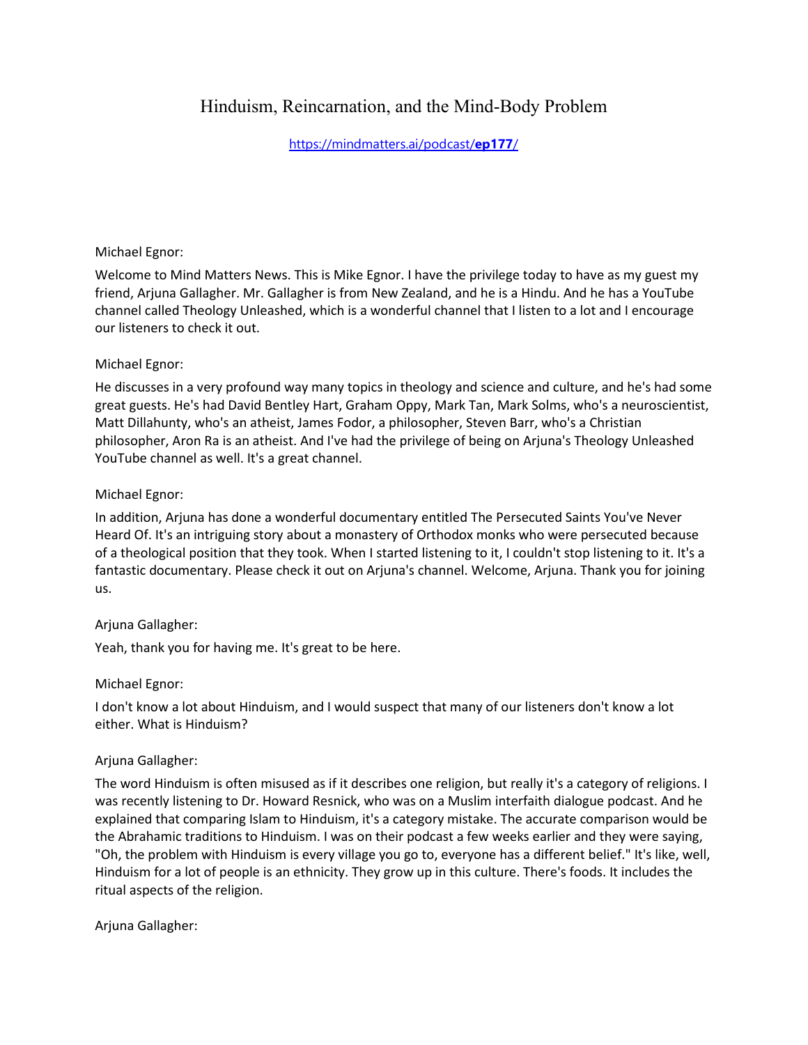# Hinduism, Reincarnation, and the Mind-Body Problem

[https://mindmatters.ai/podcast/**ep177**/](https://mindmatters.ai/podcast/ep177/)

Michael Egnor:

Welcome to Mind Matters News. This is Mike Egnor. I have the privilege today to have as my guest my friend, Arjuna Gallagher. Mr. Gallagher is from New Zealand, and he is a Hindu. And he has a YouTube channel called Theology Unleashed, which is a wonderful channel that I listen to a lot and I encourage our listeners to check it out.

Michael Egnor:

He discusses in a very profound way many topics in theology and science and culture, and he's had some great guests. He's had David Bentley Hart, Graham Oppy, Mark Tan, Mark Solms, who's a neuroscientist, Matt Dillahunty, who's an atheist, James Fodor, a philosopher, Steven Barr, who's a Christian philosopher, Aron Ra is an atheist. And I've had the privilege of being on Arjuna's Theology Unleashed YouTube channel as well. It's a great channel.

Michael Egnor:

In addition, Arjuna has done a wonderful documentary entitled The Persecuted Saints You've Never Heard Of. It's an intriguing story about a monastery of Orthodox monks who were persecuted because of a theological position that they took. When I started listening to it, I couldn't stop listening to it. It's a fantastic documentary. Please check it out on Arjuna's channel. Welcome, Arjuna. Thank you for joining us.

Arjuna Gallagher:

Yeah, thank you for having me. It's great to be here.

Michael Egnor:

I don't know a lot about Hinduism, and I would suspect that many of our listeners don't know a lot either. What is Hinduism?

Arjuna Gallagher:

The word Hinduism is often misused as if it describes one religion, but really it's a category of religions. I was recently listening to Dr. Howard Resnick, who was on a Muslim interfaith dialogue podcast. And he explained that comparing Islam to Hinduism, it's a category mistake. The accurate comparison would be the Abrahamic traditions to Hinduism. I was on their podcast a few weeks earlier and they were saying, "Oh, the problem with Hinduism is every village you go to, everyone has a different belief." It's like, well, Hinduism for a lot of people is an ethnicity. They grow up in this culture. There's foods. It includes the ritual aspects of the religion.

Arjuna Gallagher: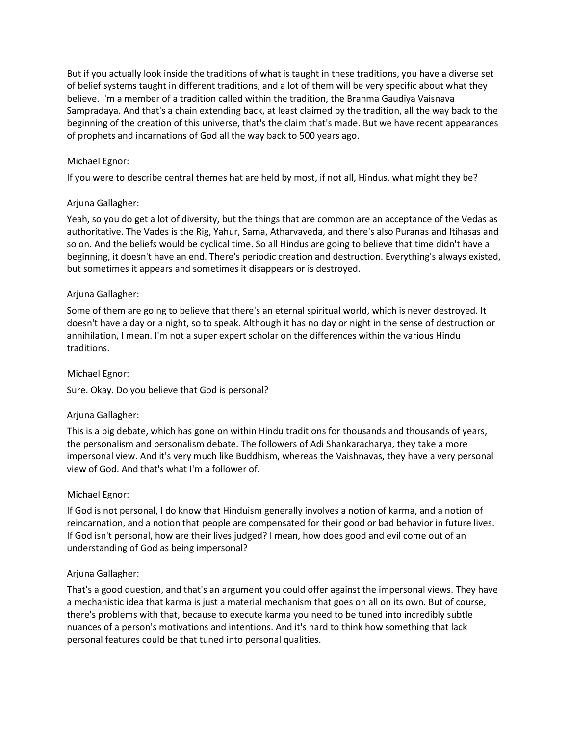But if you actually look inside the traditions of what is taught in these traditions, you have a diverse set of belief systems taught in different traditions, and a lot of them will be very specific about what they believe. I'm a member of a tradition called within the tradition, the Brahma Gaudiya Vaisnava Sampradaya. And that's a chain extending back, at least claimed by the tradition, all the way back to the beginning of the creation of this universe, that's the claim that's made. But we have recent appearances of prophets and incarnations of God all the way back to 500 years ago.

Michael Egnor:

If you were to describe central themes hat are held by most, if not all, Hindus, what might they be?

Arjuna Gallagher:

Yeah, so you do get a lot of diversity, but the things that are common are an acceptance of the Vedas as authoritative. The Vades is the Rig, Yahur, Sama, Atharvaveda, and there's also Puranas and Itihasas and so on. And the beliefs would be cyclical time. So all Hindus are going to believe that time didn't have a beginning, it doesn't have an end. There's periodic creation and destruction. Everything's always existed, but sometimes it appears and sometimes it disappears or is destroyed.

Arjuna Gallagher:

Some of them are going to believe that there's an eternal spiritual world, which is never destroyed. It doesn't have a day or a night, so to speak. Although it has no day or night in the sense of destruction or annihilation, I mean. I'm not a super expert scholar on the differences within the various Hindu traditions.

Michael Egnor:

Sure. Okay. Do you believe that God is personal?

Arjuna Gallagher:

This is a big debate, which has gone on within Hindu traditions for thousands and thousands of years, the personalism and personalism debate. The followers of Adi Shankaracharya, they take a more impersonal view. And it's very much like Buddhism, whereas the Vaishnavas, they have a very personal view of God. And that's what I'm a follower of.

Michael Egnor:

If God is not personal, I do know that Hinduism generally involves a notion of karma, and a notion of reincarnation, and a notion that people are compensated for their good or bad behavior in future lives. If God isn't personal, how are their lives judged? I mean, how does good and evil come out of an understanding of God as being impersonal?

Arjuna Gallagher:

That's a good question, and that's an argument you could offer against the impersonal views. They have a mechanistic idea that karma is just a material mechanism that goes on all on its own. But of course, there's problems with that, because to execute karma you need to be tuned into incredibly subtle nuances of a person's motivations and intentions. And it's hard to think how something that lack personal features could be that tuned into personal qualities.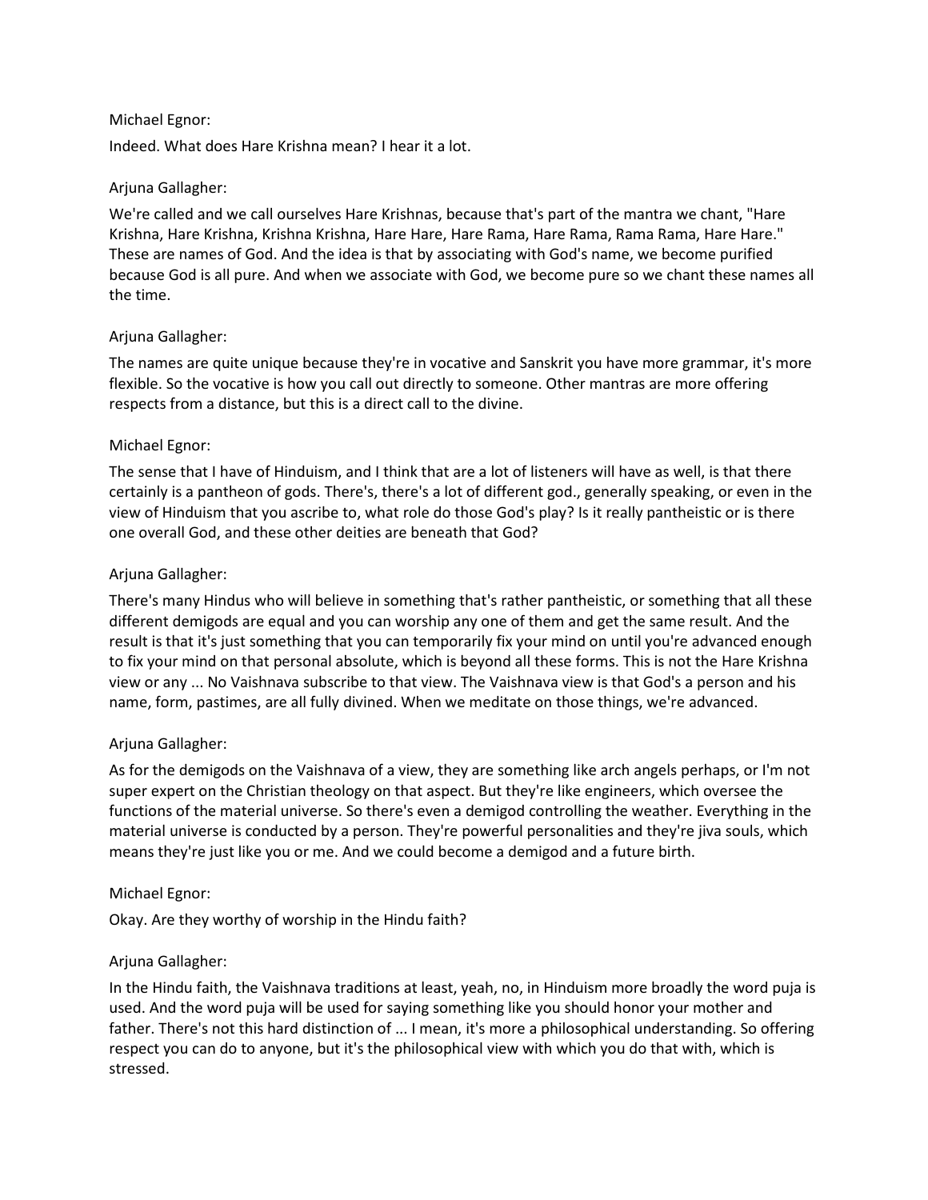Michael Egnor:

Indeed. What does Hare Krishna mean? I hear it a lot.

Arjuna Gallagher:

We're called and we call ourselves Hare Krishnas, because that's part of the mantra we chant, "Hare Krishna, Hare Krishna, Krishna Krishna, Hare Hare, Hare Rama, Hare Rama, Rama Rama, Hare Hare." These are names of God. And the idea is that by associating with God's name, we become purified because God is all pure. And when we associate with God, we become pure so we chant these names all the time.

Arjuna Gallagher:

The names are quite unique because they're in vocative and Sanskrit you have more grammar, it's more flexible. So the vocative is how you call out directly to someone. Other mantras are more offering respects from a distance, but this is a direct call to the divine.

Michael Egnor:

The sense that I have of Hinduism, and I think that are a lot of listeners will have as well, is that there certainly is a pantheon of gods. There's, there's a lot of different god., generally speaking, or even in the view of Hinduism that you ascribe to, what role do those God's play? Is it really pantheistic or is there one overall God, and these other deities are beneath that God?

Arjuna Gallagher:

There's many Hindus who will believe in something that's rather pantheistic, or something that all these different demigods are equal and you can worship any one of them and get the same result. And the result is that it's just something that you can temporarily fix your mind on until you're advanced enough to fix your mind on that personal absolute, which is beyond all these forms. This is not the Hare Krishna view or any ... No Vaishnava subscribe to that view. The Vaishnava view is that God's a person and his name, form, pastimes, are all fully divined. When we meditate on those things, we're advanced.

Arjuna Gallagher:

As for the demigods on the Vaishnava of a view, they are something like arch angels perhaps, or I'm not super expert on the Christian theology on that aspect. But they're like engineers, which oversee the functions of the material universe. So there's even a demigod controlling the weather. Everything in the material universe is conducted by a person. They're powerful personalities and they're jiva souls, which means they're just like you or me. And we could become a demigod and a future birth.

Michael Egnor:

Okay. Are they worthy of worship in the Hindu faith?

Arjuna Gallagher:

In the Hindu faith, the Vaishnava traditions at least, yeah, no, in Hinduism more broadly the word puja is used. And the word puja will be used for saying something like you should honor your mother and father. There's not this hard distinction of ... I mean, it's more a philosophical understanding. So offering respect you can do to anyone, but it's the philosophical view with which you do that with, which is stressed.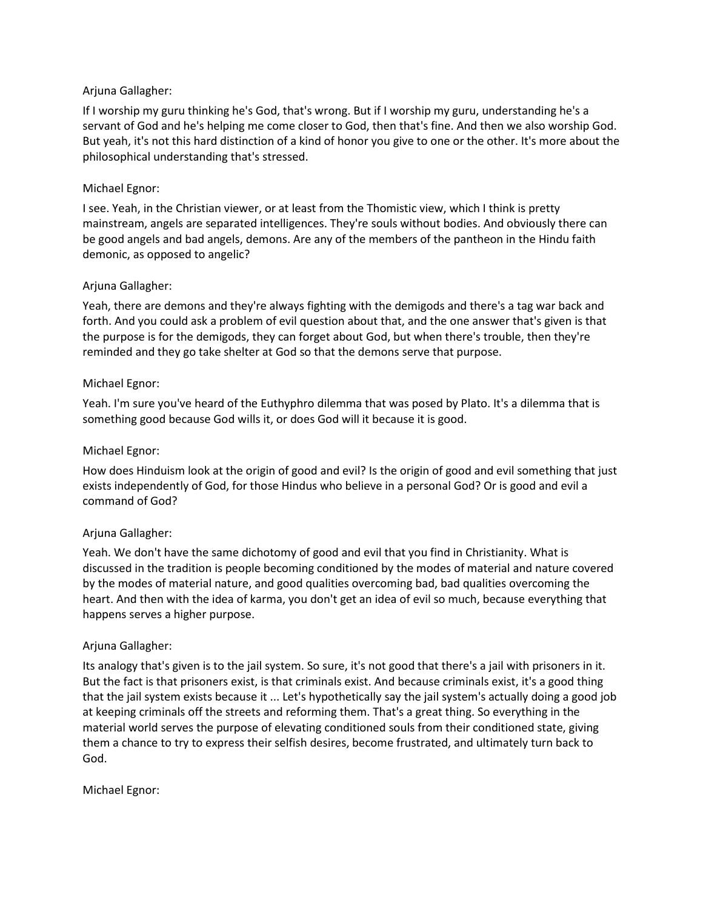Arjuna Gallagher:

If I worship my guru thinking he's God, that's wrong. But if I worship my guru, understanding he's a servant of God and he's helping me come closer to God, then that's fine. And then we also worship God. But yeah, it's not this hard distinction of a kind of honor you give to one or the other. It's more about the philosophical understanding that's stressed.

Michael Egnor:

I see. Yeah, in the Christian viewer, or at least from the Thomistic view, which I think is pretty mainstream, angels are separated intelligences. They're souls without bodies. And obviously there can be good angels and bad angels, demons. Are any of the members of the pantheon in the Hindu faith demonic, as opposed to angelic?

Arjuna Gallagher:

Yeah, there are demons and they're always fighting with the demigods and there's a tag war back and forth. And you could ask a problem of evil question about that, and the one answer that's given is that the purpose is for the demigods, they can forget about God, but when there's trouble, then they're reminded and they go take shelter at God so that the demons serve that purpose.

Michael Egnor:

Yeah. I'm sure you've heard of the Euthyphro dilemma that was posed by Plato. It's a dilemma that is something good because God wills it, or does God will it because it is good.

Michael Egnor:

How does Hinduism look at the origin of good and evil? Is the origin of good and evil something that just exists independently of God, for those Hindus who believe in a personal God? Or is good and evil a command of God?

Arjuna Gallagher:

Yeah. We don't have the same dichotomy of good and evil that you find in Christianity. What is discussed in the tradition is people becoming conditioned by the modes of material and nature covered by the modes of material nature, and good qualities overcoming bad, bad qualities overcoming the heart. And then with the idea of karma, you don't get an idea of evil so much, because everything that happens serves a higher purpose.

Arjuna Gallagher:

Its analogy that's given is to the jail system. So sure, it's not good that there's a jail with prisoners in it. But the fact is that prisoners exist, is that criminals exist. And because criminals exist, it's a good thing that the jail system exists because it ... Let's hypothetically say the jail system's actually doing a good job at keeping criminals off the streets and reforming them. That's a great thing. So everything in the material world serves the purpose of elevating conditioned souls from their conditioned state, giving them a chance to try to express their selfish desires, become frustrated, and ultimately turn back to God.

Michael Egnor: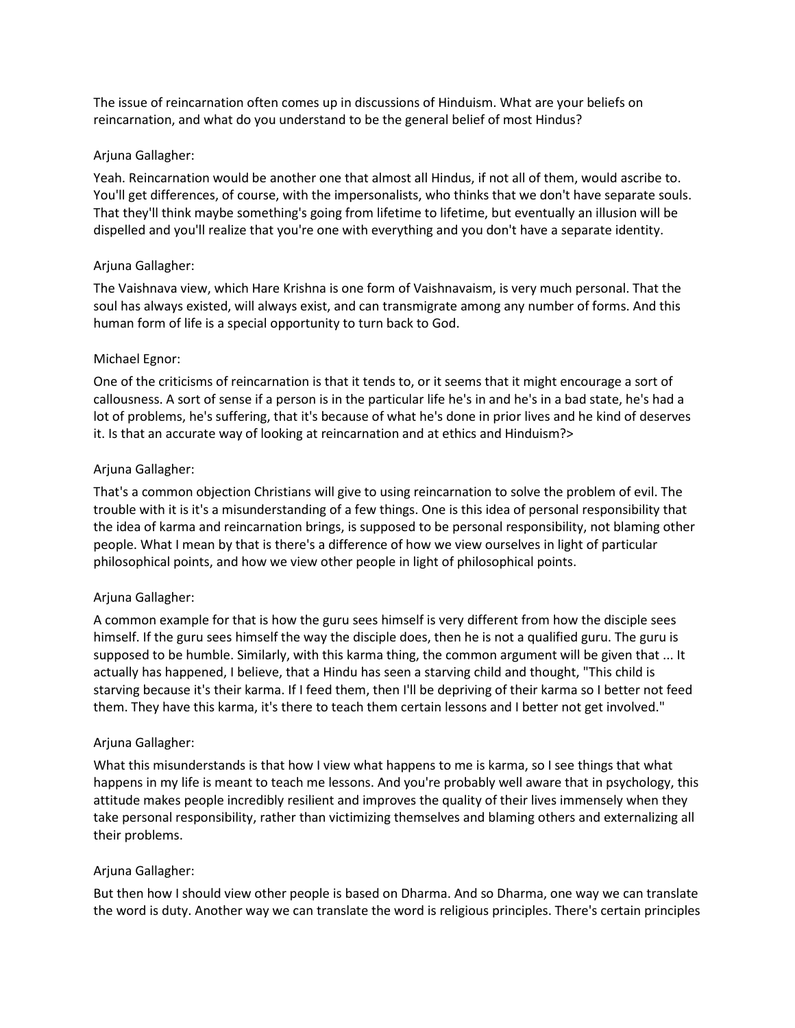The issue of reincarnation often comes up in discussions of Hinduism. What are your beliefs on reincarnation, and what do you understand to be the general belief of most Hindus?

Arjuna Gallagher:

Yeah. Reincarnation would be another one that almost all Hindus, if not all of them, would ascribe to. You'll get differences, of course, with the impersonalists, who thinks that we don't have separate souls. That they'll think maybe something's going from lifetime to lifetime, but eventually an illusion will be dispelled and you'll realize that you're one with everything and you don't have a separate identity.

Arjuna Gallagher:

The Vaishnava view, which Hare Krishna is one form of Vaishnavaism, is very much personal. That the soul has always existed, will always exist, and can transmigrate among any number of forms. And this human form of life is a special opportunity to turn back to God.

Michael Egnor:

One of the criticisms of reincarnation is that it tends to, or it seems that it might encourage a sort of callousness. A sort of sense if a person is in the particular life he's in and he's in a bad state, he's had a lot of problems, he's suffering, that it's because of what he's done in prior lives and he kind of deserves it. Is that an accurate way of looking at reincarnation and at ethics and Hinduism?>

Arjuna Gallagher:

That's a common objection Christians will give to using reincarnation to solve the problem of evil. The trouble with it is it's a misunderstanding of a few things. One is this idea of personal responsibility that the idea of karma and reincarnation brings, is supposed to be personal responsibility, not blaming other people. What I mean by that is there's a difference of how we view ourselves in light of particular philosophical points, and how we view other people in light of philosophical points.

Arjuna Gallagher:

A common example for that is how the guru sees himself is very different from how the disciple sees himself. If the guru sees himself the way the disciple does, then he is not a qualified guru. The guru is supposed to be humble. Similarly, with this karma thing, the common argument will be given that ... It actually has happened, I believe, that a Hindu has seen a starving child and thought, "This child is starving because it's their karma. If I feed them, then I'll be depriving of their karma so I better not feed them. They have this karma, it's there to teach them certain lessons and I better not get involved."

Arjuna Gallagher:

What this misunderstands is that how I view what happens to me is karma, so I see things that what happens in my life is meant to teach me lessons. And you're probably well aware that in psychology, this attitude makes people incredibly resilient and improves the quality of their lives immensely when they take personal responsibility, rather than victimizing themselves and blaming others and externalizing all their problems.

Arjuna Gallagher:

But then how I should view other people is based on Dharma. And so Dharma, one way we can translate the word is duty. Another way we can translate the word is religious principles. There's certain principles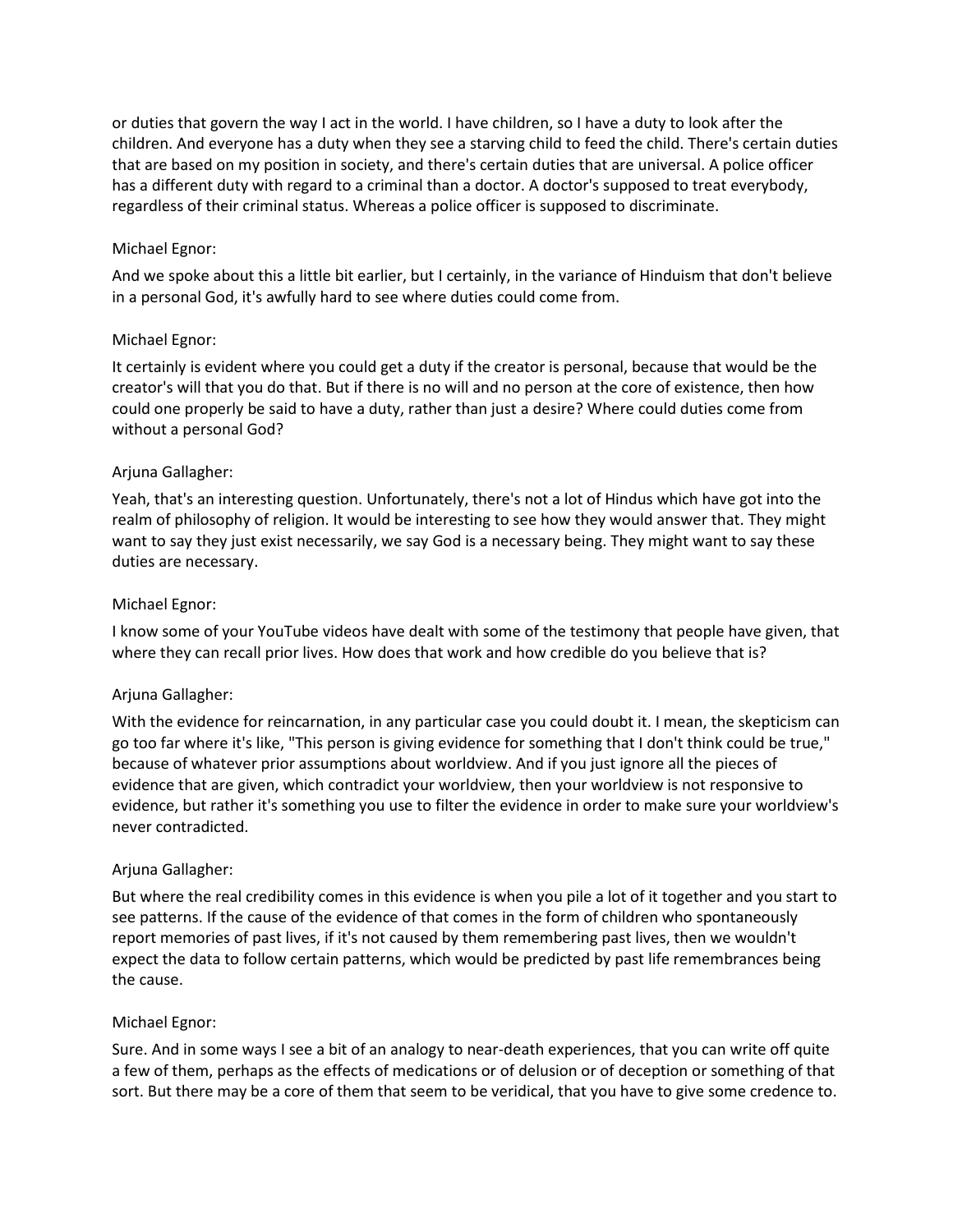or duties that govern the way I act in the world. I have children, so I have a duty to look after the children. And everyone has a duty when they see a starving child to feed the child. There's certain duties that are based on my position in society, and there's certain duties that are universal. A police officer has a different duty with regard to a criminal than a doctor. A doctor's supposed to treat everybody, regardless of their criminal status. Whereas a police officer is supposed to discriminate.

Michael Egnor:

And we spoke about this a little bit earlier, but I certainly, in the variance of Hinduism that don't believe in a personal God, it's awfully hard to see where duties could come from.

Michael Egnor:

It certainly is evident where you could get a duty if the creator is personal, because that would be the creator's will that you do that. But if there is no will and no person at the core of existence, then how could one properly be said to have a duty, rather than just a desire? Where could duties come from without a personal God?

Arjuna Gallagher:

Yeah, that's an interesting question. Unfortunately, there's not a lot of Hindus which have got into the realm of philosophy of religion. It would be interesting to see how they would answer that. They might want to say they just exist necessarily, we say God is a necessary being. They might want to say these duties are necessary.

Michael Egnor:

I know some of your YouTube videos have dealt with some of the testimony that people have given, that where they can recall prior lives. How does that work and how credible do you believe that is?

Arjuna Gallagher:

With the evidence for reincarnation, in any particular case you could doubt it. I mean, the skepticism can go too far where it's like, "This person is giving evidence for something that I don't think could be true," because of whatever prior assumptions about worldview. And if you just ignore all the pieces of evidence that are given, which contradict your worldview, then your worldview is not responsive to evidence, but rather it's something you use to filter the evidence in order to make sure your worldview's never contradicted.

Arjuna Gallagher:

But where the real credibility comes in this evidence is when you pile a lot of it together and you start to see patterns. If the cause of the evidence of that comes in the form of children who spontaneously report memories of past lives, if it's not caused by them remembering past lives, then we wouldn't expect the data to follow certain patterns, which would be predicted by past life remembrances being the cause.

Michael Egnor:

Sure. And in some ways I see a bit of an analogy to near-death experiences, that you can write off quite a few of them, perhaps as the effects of medications or of delusion or of deception or something of that sort. But there may be a core of them that seem to be veridical, that you have to give some credence to.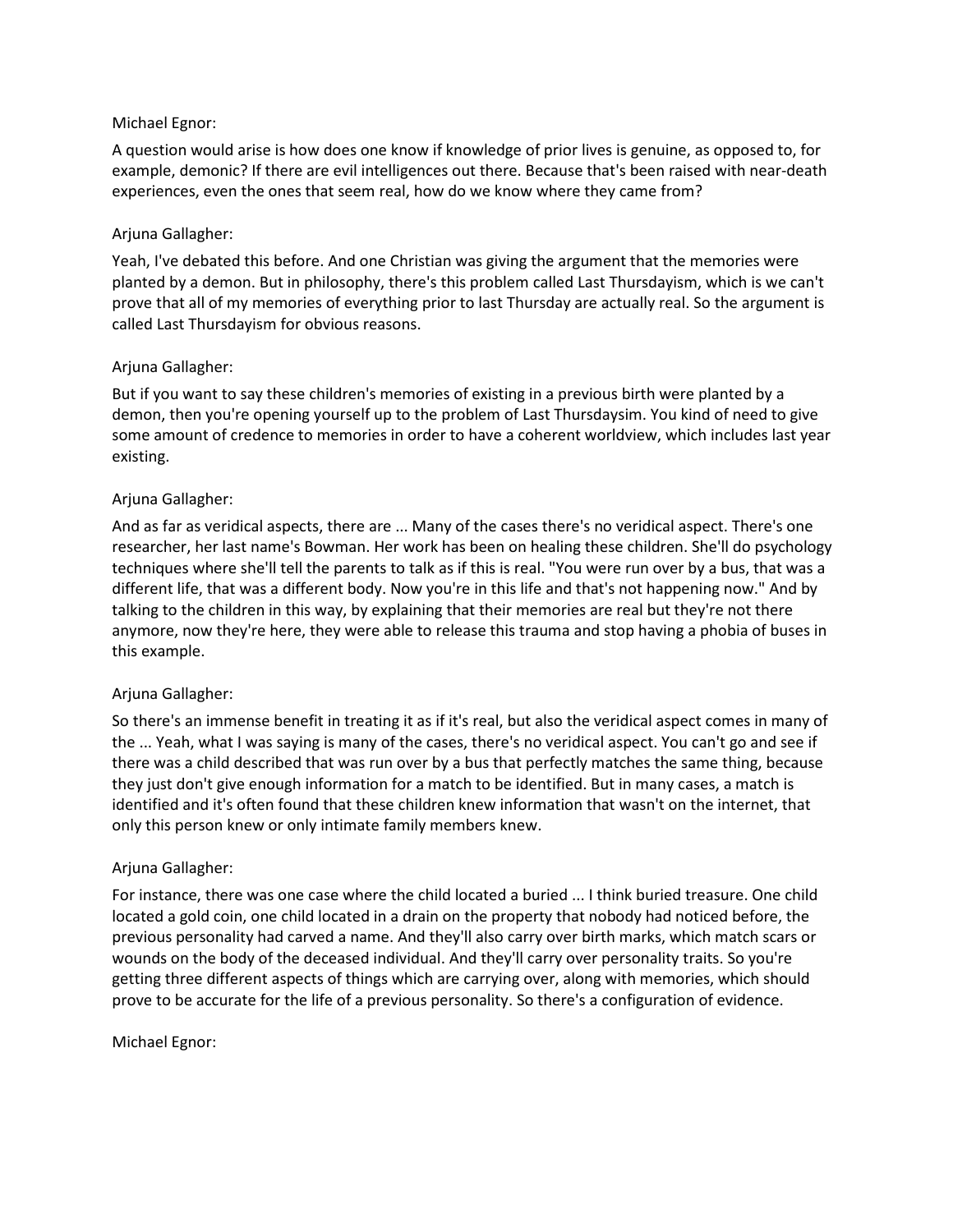Michael Egnor:

A question would arise is how does one know if knowledge of prior lives is genuine, as opposed to, for example, demonic? If there are evil intelligences out there. Because that's been raised with near-death experiences, even the ones that seem real, how do we know where they came from?

Arjuna Gallagher:

Yeah, I've debated this before. And one Christian was giving the argument that the memories were planted by a demon. But in philosophy, there's this problem called Last Thursdayism, which is we can't prove that all of my memories of everything prior to last Thursday are actually real. So the argument is called Last Thursdayism for obvious reasons.

Arjuna Gallagher:

But if you want to say these children's memories of existing in a previous birth were planted by a demon, then you're opening yourself up to the problem of Last Thursdaysim. You kind of need to give some amount of credence to memories in order to have a coherent worldview, which includes last year existing.

Arjuna Gallagher:

And as far as veridical aspects, there are ... Many of the cases there's no veridical aspect. There's one researcher, her last name's Bowman. Her work has been on healing these children. She'll do psychology techniques where she'll tell the parents to talk as if this is real. "You were run over by a bus, that was a different life, that was a different body. Now you're in this life and that's not happening now." And by talking to the children in this way, by explaining that their memories are real but they're not there anymore, now they're here, they were able to release this trauma and stop having a phobia of buses in this example.

Arjuna Gallagher:

So there's an immense benefit in treating it as if it's real, but also the veridical aspect comes in many of the ... Yeah, what I was saying is many of the cases, there's no veridical aspect. You can't go and see if there was a child described that was run over by a bus that perfectly matches the same thing, because they just don't give enough information for a match to be identified. But in many cases, a match is identified and it's often found that these children knew information that wasn't on the internet, that only this person knew or only intimate family members knew.

Arjuna Gallagher:

For instance, there was one case where the child located a buried ... I think buried treasure. One child located a gold coin, one child located in a drain on the property that nobody had noticed before, the previous personality had carved a name. And they'll also carry over birth marks, which match scars or wounds on the body of the deceased individual. And they'll carry over personality traits. So you're getting three different aspects of things which are carrying over, along with memories, which should prove to be accurate for the life of a previous personality. So there's a configuration of evidence.

Michael Egnor: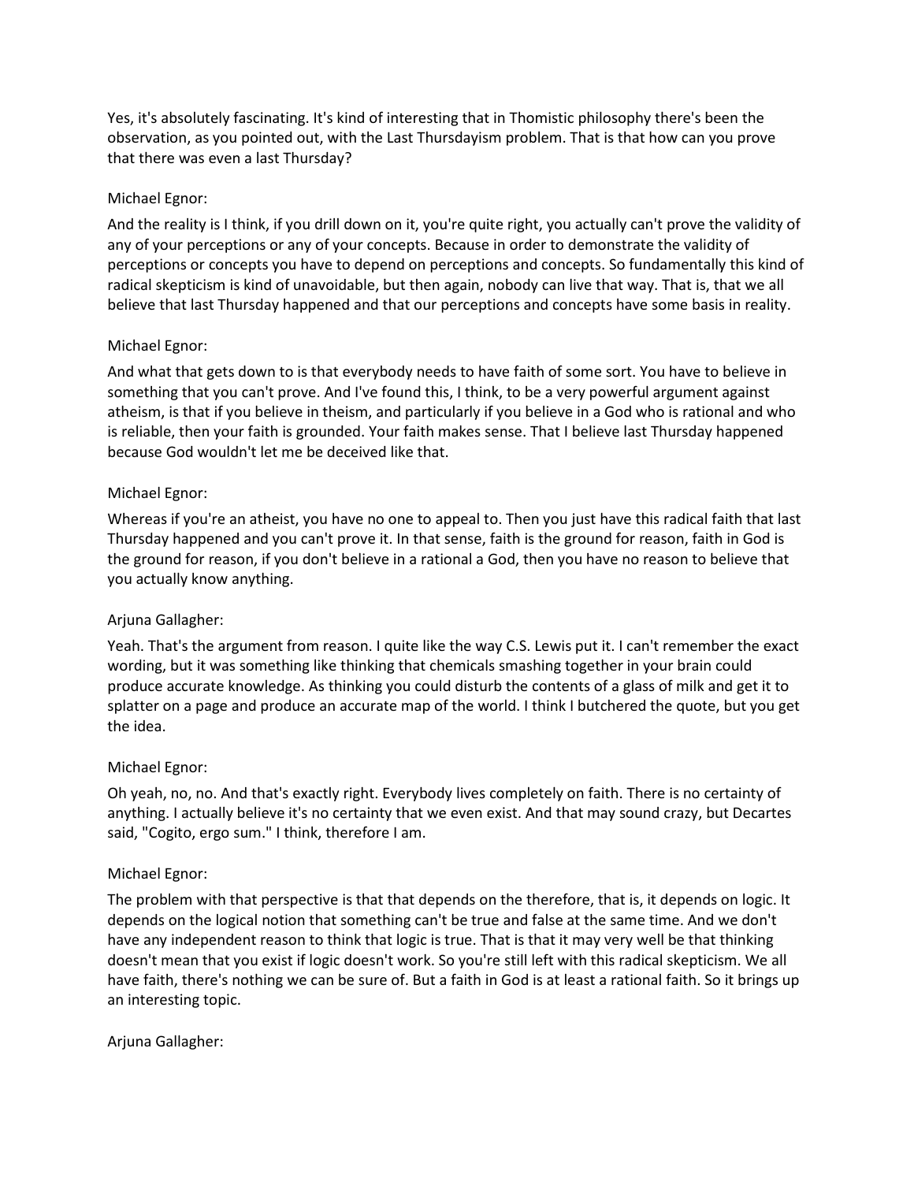Yes, it's absolutely fascinating. It's kind of interesting that in Thomistic philosophy there's been the observation, as you pointed out, with the Last Thursdayism problem. That is that how can you prove that there was even a last Thursday?

Michael Egnor:

And the reality is I think, if you drill down on it, you're quite right, you actually can't prove the validity of any of your perceptions or any of your concepts. Because in order to demonstrate the validity of perceptions or concepts you have to depend on perceptions and concepts. So fundamentally this kind of radical skepticism is kind of unavoidable, but then again, nobody can live that way. That is, that we all believe that last Thursday happened and that our perceptions and concepts have some basis in reality.

Michael Egnor:

And what that gets down to is that everybody needs to have faith of some sort. You have to believe in something that you can't prove. And I've found this, I think, to be a very powerful argument against atheism, is that if you believe in theism, and particularly if you believe in a God who is rational and who is reliable, then your faith is grounded. Your faith makes sense. That I believe last Thursday happened because God wouldn't let me be deceived like that.

Michael Egnor:

Whereas if you're an atheist, you have no one to appeal to. Then you just have this radical faith that last Thursday happened and you can't prove it. In that sense, faith is the ground for reason, faith in God is the ground for reason, if you don't believe in a rational a God, then you have no reason to believe that you actually know anything.

Arjuna Gallagher:

Yeah. That's the argument from reason. I quite like the way C.S. Lewis put it. I can't remember the exact wording, but it was something like thinking that chemicals smashing together in your brain could produce accurate knowledge. As thinking you could disturb the contents of a glass of milk and get it to splatter on a page and produce an accurate map of the world. I think I butchered the quote, but you get the idea.

Michael Egnor:

Oh yeah, no, no. And that's exactly right. Everybody lives completely on faith. There is no certainty of anything. I actually believe it's no certainty that we even exist. And that may sound crazy, but Decartes said, "Cogito, ergo sum." I think, therefore I am.

Michael Egnor:

The problem with that perspective is that that depends on the therefore, that is, it depends on logic. It depends on the logical notion that something can't be true and false at the same time. And we don't have any independent reason to think that logic is true. That is that it may very well be that thinking doesn't mean that you exist if logic doesn't work. So you're still left with this radical skepticism. We all have faith, there's nothing we can be sure of. But a faith in God is at least a rational faith. So it brings up an interesting topic.

Arjuna Gallagher: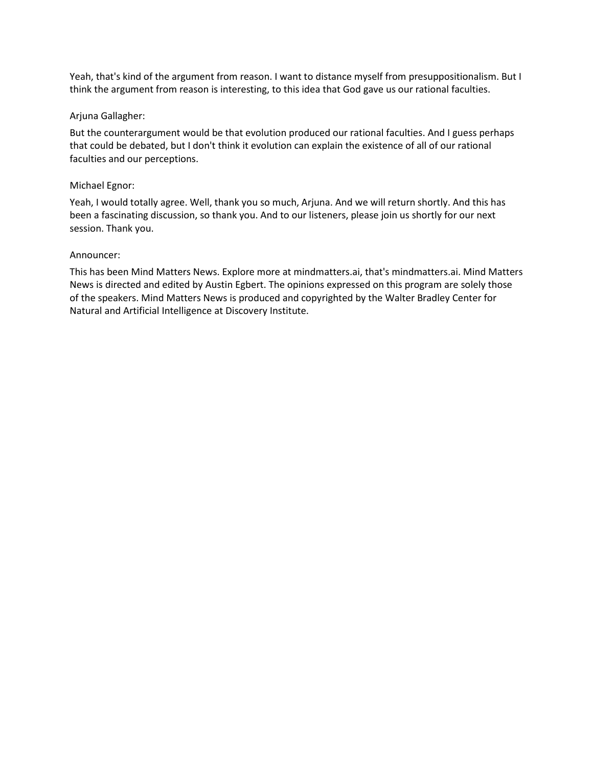Yeah, that's kind of the argument from reason. I want to distance myself from presuppositionalism. But I think the argument from reason is interesting, to this idea that God gave us our rational faculties.

Arjuna Gallagher:

But the counterargument would be that evolution produced our rational faculties. And I guess perhaps that could be debated, but I don't think it evolution can explain the existence of all of our rational faculties and our perceptions.

Michael Egnor:

Yeah, I would totally agree. Well, thank you so much, Arjuna. And we will return shortly. And this has been a fascinating discussion, so thank you. And to our listeners, please join us shortly for our next session. Thank you.

Announcer:

This has been Mind Matters News. Explore more at mindmatters.ai, that's mindmatters.ai. Mind Matters News is directed and edited by Austin Egbert. The opinions expressed on this program are solely those of the speakers. Mind Matters News is produced and copyrighted by the Walter Bradley Center for Natural and Artificial Intelligence at Discovery Institute.